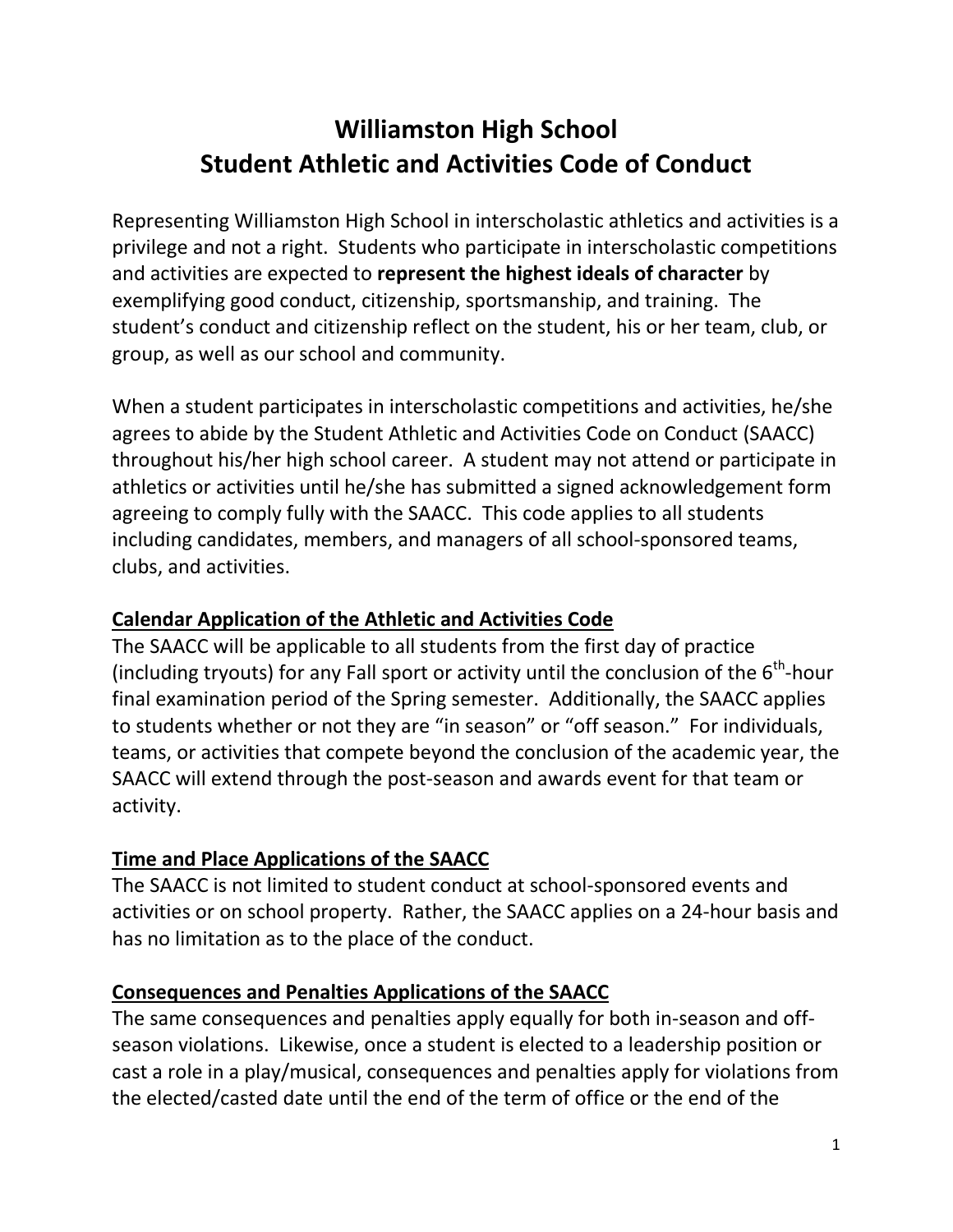# Williamston High School
# Student Athletic and Activities Code of Conduct

Representing Williamston High School in interscholastic athletics and activities is a privilege and not a right. Students who participate in interscholastic competitions and activities are expected to **represent the highest ideals of character** by exemplifying good conduct, citizenship, sportsmanship, and training. The student's conduct and citizenship reflect on the student, his or her team, club, or group, as well as our school and community.

When a student participates in interscholastic competitions and activities, he/she agrees to abide by the Student Athletic and Activities Code on Conduct (SAACC) throughout his/her high school career. A student may not attend or participate in athletics or activities until he/she has submitted a signed acknowledgement form agreeing to comply fully with the SAACC. This code applies to all students including candidates, members, and managers of all school-sponsored teams, clubs, and activities.

## Calendar Application of the Athletic and Activities Code

The SAACC will be applicable to all students from the first day of practice (including tryouts) for any Fall sport or activity until the conclusion of the 6th-hour final examination period of the Spring semester. Additionally, the SAACC applies to students whether or not they are "in season" or "off season." For individuals, teams, or activities that compete beyond the conclusion of the academic year, the SAACC will extend through the post-season and awards event for that team or activity.

## Time and Place Applications of the SAACC

The SAACC is not limited to student conduct at school-sponsored events and activities or on school property. Rather, the SAACC applies on a 24-hour basis and has no limitation as to the place of the conduct.

## Consequences and Penalties Applications of the SAACC

The same consequences and penalties apply equally for both in-season and off-season violations. Likewise, once a student is elected to a leadership position or cast a role in a play/musical, consequences and penalties apply for violations from the elected/casted date until the end of the term of office or the end of the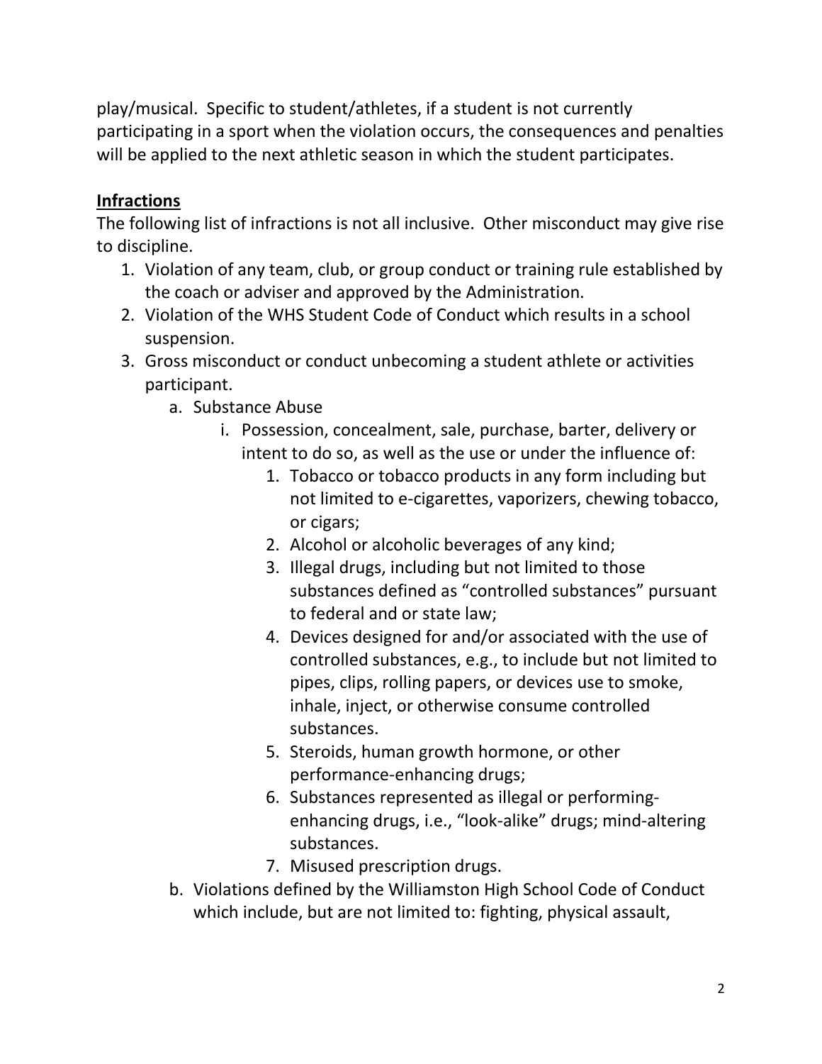play/musical. Specific to student/athletes, if a student is not currently participating in a sport when the violation occurs, the consequences and penalties will be applied to the next athletic season in which the student participates.

**Infractions**

The following list of infractions is not all inclusive. Other misconduct may give rise to discipline.

1. Violation of any team, club, or group conduct or training rule established by the coach or adviser and approved by the Administration.
2. Violation of the WHS Student Code of Conduct which results in a school suspension.
3. Gross misconduct or conduct unbecoming a student athlete or activities participant.
   a. Substance Abuse
      i. Possession, concealment, sale, purchase, barter, delivery or intent to do so, as well as the use or under the influence of:
         1. Tobacco or tobacco products in any form including but not limited to e-cigarettes, vaporizers, chewing tobacco, or cigars;
         2. Alcohol or alcoholic beverages of any kind;
         3. Illegal drugs, including but not limited to those substances defined as "controlled substances" pursuant to federal and or state law;
         4. Devices designed for and/or associated with the use of controlled substances, e.g., to include but not limited to pipes, clips, rolling papers, or devices use to smoke, inhale, inject, or otherwise consume controlled substances.
         5. Steroids, human growth hormone, or other performance-enhancing drugs;
         6. Substances represented as illegal or performing-enhancing drugs, i.e., "look-alike" drugs; mind-altering substances.
         7. Misused prescription drugs.
   b. Violations defined by the Williamston High School Code of Conduct which include, but are not limited to: fighting, physical assault,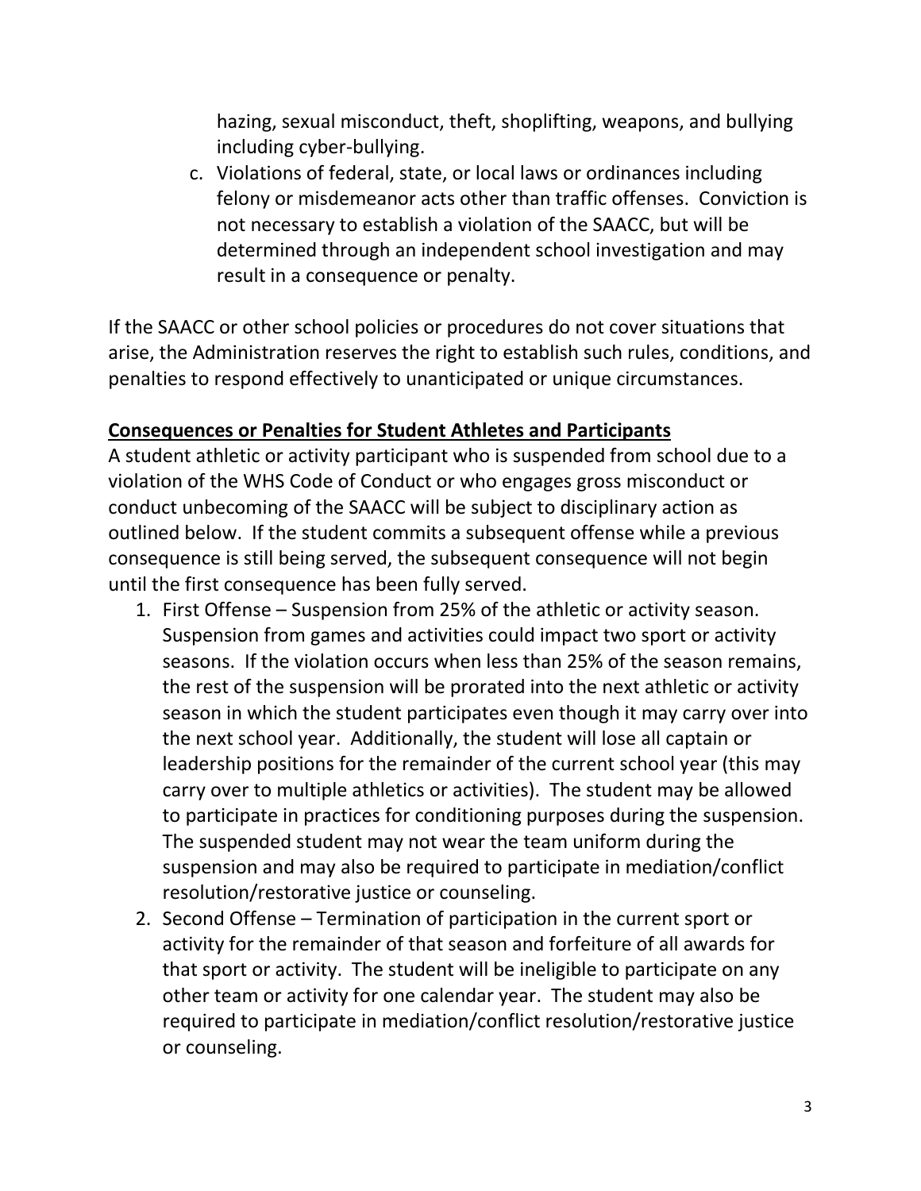hazing, sexual misconduct, theft, shoplifting, weapons, and bullying including cyber-bullying.

c. Violations of federal, state, or local laws or ordinances including felony or misdemeanor acts other than traffic offenses. Conviction is not necessary to establish a violation of the SAACC, but will be determined through an independent school investigation and may result in a consequence or penalty.

If the SAACC or other school policies or procedures do not cover situations that arise, the Administration reserves the right to establish such rules, conditions, and penalties to respond effectively to unanticipated or unique circumstances.

**Consequences or Penalties for Student Athletes and Participants**

A student athletic or activity participant who is suspended from school due to a violation of the WHS Code of Conduct or who engages gross misconduct or conduct unbecoming of the SAACC will be subject to disciplinary action as outlined below. If the student commits a subsequent offense while a previous consequence is still being served, the subsequent consequence will not begin until the first consequence has been fully served.

1. First Offense – Suspension from 25% of the athletic or activity season. Suspension from games and activities could impact two sport or activity seasons. If the violation occurs when less than 25% of the season remains, the rest of the suspension will be prorated into the next athletic or activity season in which the student participates even though it may carry over into the next school year. Additionally, the student will lose all captain or leadership positions for the remainder of the current school year (this may carry over to multiple athletics or activities). The student may be allowed to participate in practices for conditioning purposes during the suspension. The suspended student may not wear the team uniform during the suspension and may also be required to participate in mediation/conflict resolution/restorative justice or counseling.
2. Second Offense – Termination of participation in the current sport or activity for the remainder of that season and forfeiture of all awards for that sport or activity. The student will be ineligible to participate on any other team or activity for one calendar year. The student may also be required to participate in mediation/conflict resolution/restorative justice or counseling.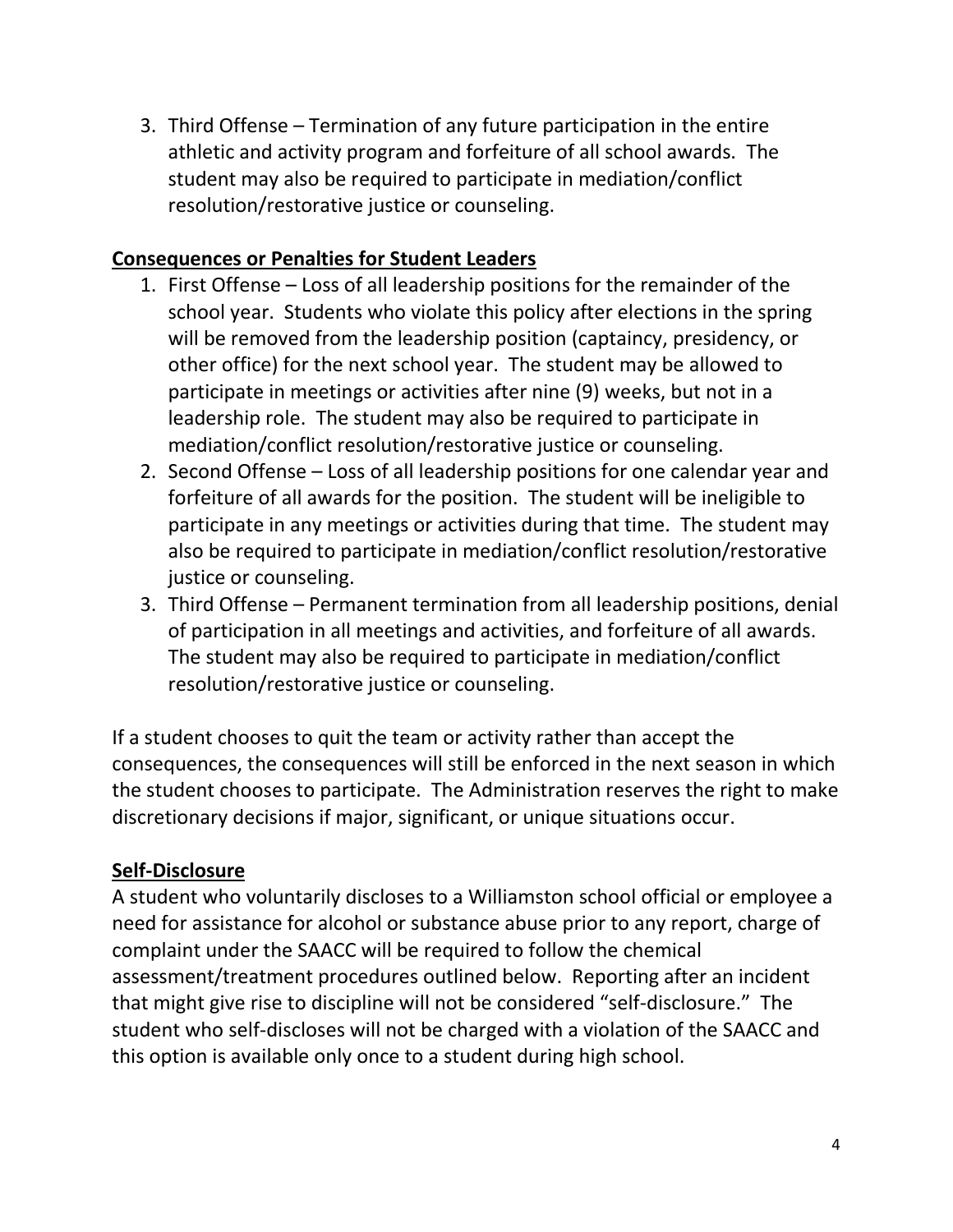3. Third Offense – Termination of any future participation in the entire athletic and activity program and forfeiture of all school awards. The student may also be required to participate in mediation/conflict resolution/restorative justice or counseling.

**Consequences or Penalties for Student Leaders**

1. First Offense – Loss of all leadership positions for the remainder of the school year. Students who violate this policy after elections in the spring will be removed from the leadership position (captaincy, presidency, or other office) for the next school year. The student may be allowed to participate in meetings or activities after nine (9) weeks, but not in a leadership role. The student may also be required to participate in mediation/conflict resolution/restorative justice or counseling.
2. Second Offense – Loss of all leadership positions for one calendar year and forfeiture of all awards for the position. The student will be ineligible to participate in any meetings or activities during that time. The student may also be required to participate in mediation/conflict resolution/restorative justice or counseling.
3. Third Offense – Permanent termination from all leadership positions, denial of participation in all meetings and activities, and forfeiture of all awards. The student may also be required to participate in mediation/conflict resolution/restorative justice or counseling.

If a student chooses to quit the team or activity rather than accept the consequences, the consequences will still be enforced in the next season in which the student chooses to participate. The Administration reserves the right to make discretionary decisions if major, significant, or unique situations occur.

**Self-Disclosure**

A student who voluntarily discloses to a Williamston school official or employee a need for assistance for alcohol or substance abuse prior to any report, charge of complaint under the SAACC will be required to follow the chemical assessment/treatment procedures outlined below. Reporting after an incident that might give rise to discipline will not be considered "self-disclosure." The student who self-discloses will not be charged with a violation of the SAACC and this option is available only once to a student during high school.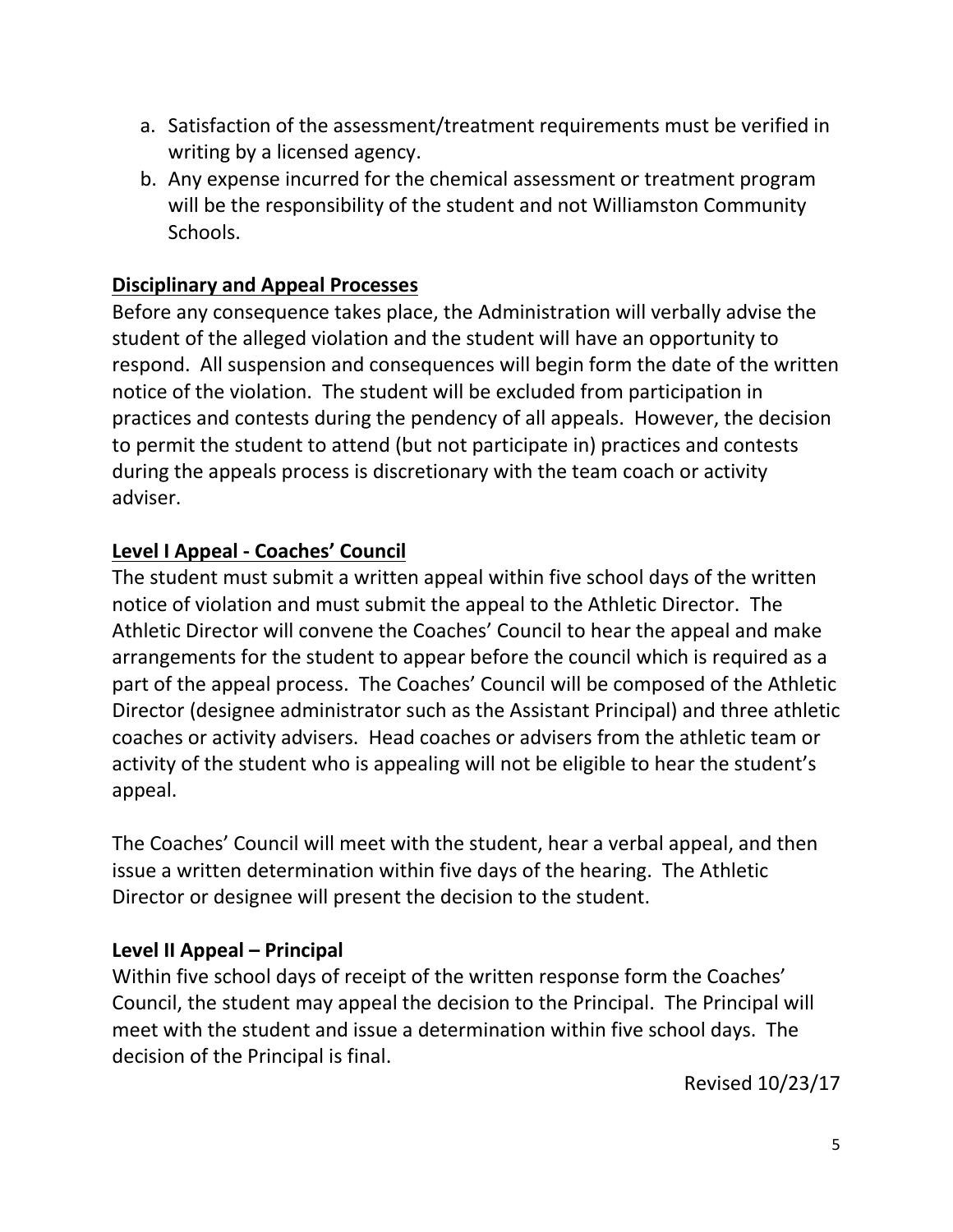a. Satisfaction of the assessment/treatment requirements must be verified in writing by a licensed agency.
b. Any expense incurred for the chemical assessment or treatment program will be the responsibility of the student and not Williamston Community Schools.

## **Disciplinary and Appeal Processes**

Before any consequence takes place, the Administration will verbally advise the student of the alleged violation and the student will have an opportunity to respond. All suspension and consequences will begin form the date of the written notice of the violation. The student will be excluded from participation in practices and contests during the pendency of all appeals. However, the decision to permit the student to attend (but not participate in) practices and contests during the appeals process is discretionary with the team coach or activity adviser.

## **Level I Appeal - Coaches' Council**

The student must submit a written appeal within five school days of the written notice of violation and must submit the appeal to the Athletic Director. The Athletic Director will convene the Coaches' Council to hear the appeal and make arrangements for the student to appear before the council which is required as a part of the appeal process. The Coaches' Council will be composed of the Athletic Director (designee administrator such as the Assistant Principal) and three athletic coaches or activity advisers. Head coaches or advisers from the athletic team or activity of the student who is appealing will not be eligible to hear the student's appeal.

The Coaches' Council will meet with the student, hear a verbal appeal, and then issue a written determination within five days of the hearing. The Athletic Director or designee will present the decision to the student.

## **Level II Appeal – Principal**

Within five school days of receipt of the written response form the Coaches' Council, the student may appeal the decision to the Principal. The Principal will meet with the student and issue a determination within five school days. The decision of the Principal is final.

Revised 10/23/17